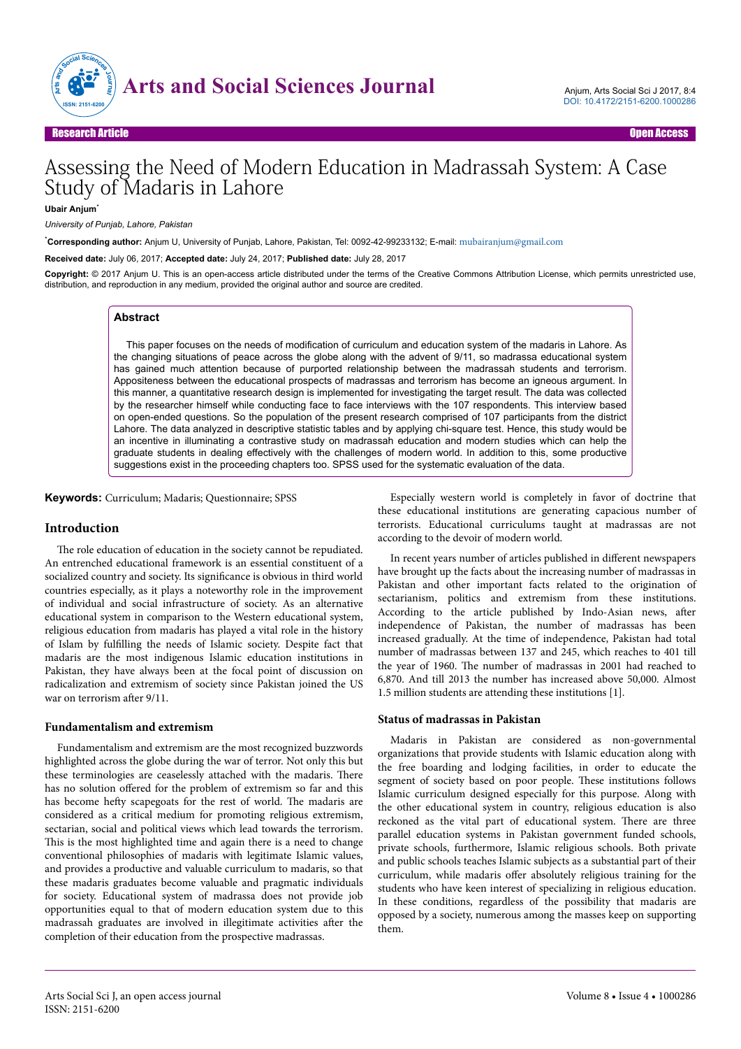Research Article | Open Access

# Assessing the Need of Modern Education in Madrassah System: A Case Study of Madaris in Lahore

**Ubair Anjum***

*University of Punjab, Lahore, Pakistan*

***Corresponding author:** Anjum U, University of Punjab, Lahore, Pakistan, Tel: 0092-42-99233132; E-mail: mubairanjum@gmail.com

**Received date:** July 06, 2017; **Accepted date:** July 24, 2017; **Published date:** July 28, 2017

**Copyright:** © 2017 Anjum U. This is an open-access article distributed under the terms of the Creative Commons Attribution License, which permits unrestricted use, distribution, and reproduction in any medium, provided the original author and source are credited.

## Abstract

This paper focuses on the needs of modification of curriculum and education system of the madaris in Lahore. As the changing situations of peace across the globe along with the advent of 9/11, so madrassa educational system has gained much attention because of purported relationship between the madrassah students and terrorism. Appositeness between the educational prospects of madrassas and terrorism has become an igneous argument. In this manner, a quantitative research design is implemented for investigating the target result. The data was collected by the researcher himself while conducting face to face interviews with the 107 respondents. This interview based on open-ended questions. So the population of the present research comprised of 107 participants from the district Lahore. The data analyzed in descriptive statistic tables and by applying chi-square test. Hence, this study would be an incentive in illuminating a contrastive study on madrassah education and modern studies which can help the graduate students in dealing effectively with the challenges of modern world. In addition to this, some productive suggestions exist in the proceeding chapters too. SPSS used for the systematic evaluation of the data.

**Keywords:** Curriculum; Madaris; Questionnaire; SPSS

## Introduction

The role education of education in the society cannot be repudiated. An entrenched educational framework is an essential constituent of a socialized country and society. Its significance is obvious in third world countries especially, as it plays a noteworthy role in the improvement of individual and social infrastructure of society. As an alternative educational system in comparison to the Western educational system, religious education from madaris has played a vital role in the history of Islam by fulfilling the needs of Islamic society. Despite fact that madaris are the most indigenous Islamic education institutions in Pakistan, they have always been at the focal point of discussion on radicalization and extremism of society since Pakistan joined the US war on terrorism after 9/11.

### Fundamentalism and extremism

Fundamentalism and extremism are the most recognized buzzwords highlighted across the globe during the war of terror. Not only this but these terminologies are ceaselessly attached with the madaris. There has no solution offered for the problem of extremism so far and this has become hefty scapegoats for the rest of world. The madaris are considered as a critical medium for promoting religious extremism, sectarian, social and political views which lead towards the terrorism. This is the most highlighted time and again there is a need to change conventional philosophies of madaris with legitimate Islamic values, and provides a productive and valuable curriculum to madaris, so that these madaris graduates become valuable and pragmatic individuals for society. Educational system of madrassa does not provide job opportunities equal to that of modern education system due to this madrassah graduates are involved in illegitimate activities after the completion of their education from the prospective madrassas.

Especially western world is completely in favor of doctrine that these educational institutions are generating capacious number of terrorists. Educational curriculums taught at madrassas are not according to the devoir of modern world.

In recent years number of articles published in different newspapers have brought up the facts about the increasing number of madrassas in Pakistan and other important facts related to the origination of sectarianism, politics and extremism from these institutions. According to the article published by Indo-Asian news, after independence of Pakistan, the number of madrassas has been increased gradually. At the time of independence, Pakistan had total number of madrassas between 137 and 245, which reaches to 401 till the year of 1960. The number of madrassas in 2001 had reached to 6,870. And till 2013 the number has increased above 50,000. Almost 1.5 million students are attending these institutions [1].

### Status of madrassas in Pakistan

Madaris in Pakistan are considered as non-governmental organizations that provide students with Islamic education along with the free boarding and lodging facilities, in order to educate the segment of society based on poor people. These institutions follows Islamic curriculum designed especially for this purpose. Along with the other educational system in country, religious education is also reckoned as the vital part of educational system. There are three parallel education systems in Pakistan government funded schools, private schools, furthermore, Islamic religious schools. Both private and public schools teaches Islamic subjects as a substantial part of their curriculum, while madaris offer absolutely religious training for the students who have keen interest of specializing in religious education. In these conditions, regardless of the possibility that madaris are opposed by a society, numerous among the masses keep on supporting them.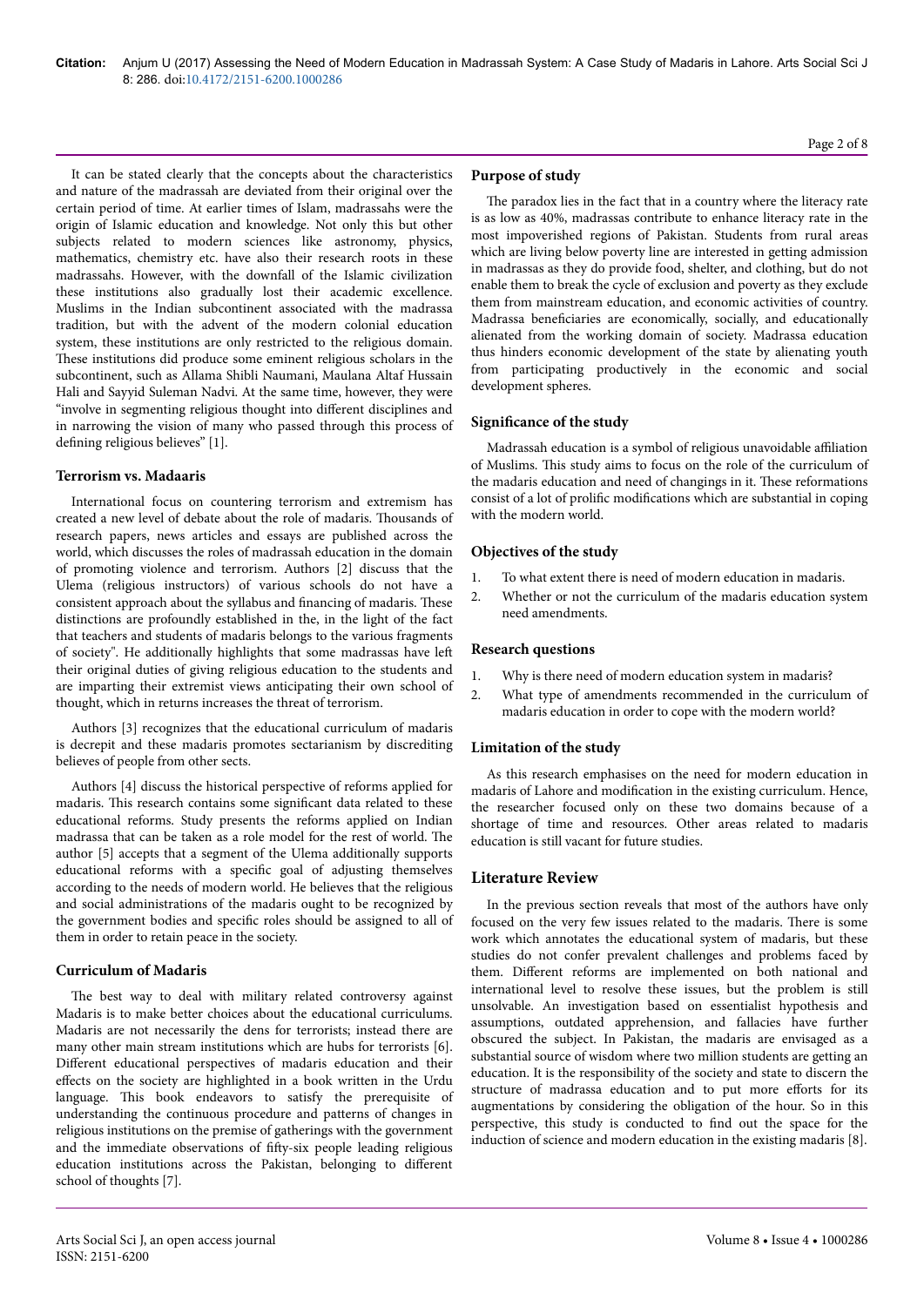It can be stated clearly that the concepts about the characteristics and nature of the madrassah are deviated from their original over the certain period of time. At earlier times of Islam, madrassahs were the origin of Islamic education and knowledge. Not only this but other subjects related to modern sciences like astronomy, physics, mathematics, chemistry etc. have also their research roots in these madrassahs. However, with the downfall of the Islamic civilization these institutions also gradually lost their academic excellence. Muslims in the Indian subcontinent associated with the madrassa tradition, but with the advent of the modern colonial education system, these institutions are only restricted to the religious domain. These institutions did produce some eminent religious scholars in the subcontinent, such as Allama Shibli Naumani, Maulana Altaf Hussain Hali and Sayyid Suleman Nadvi. At the same time, however, they were "involve in segmenting religious thought into different disciplines and in narrowing the vision of many who passed through this process of defining religious believes" [1].

### Terrorism vs. Madaaris

International focus on countering terrorism and extremism has created a new level of debate about the role of madaris. Thousands of research papers, news articles and essays are published across the world, which discusses the roles of madrassah education in the domain of promoting violence and terrorism. Authors [2] discuss that the Ulema (religious instructors) of various schools do not have a consistent approach about the syllabus and financing of madaris. These distinctions are profoundly established in the, in the light of the fact that teachers and students of madaris belongs to the various fragments of society". He additionally highlights that some madrassas have left their original duties of giving religious education to the students and are imparting their extremist views anticipating their own school of thought, which in returns increases the threat of terrorism.

Authors [3] recognizes that the educational curriculum of madaris is decrepit and these madaris promotes sectarianism by discrediting believes of people from other sects.

Authors [4] discuss the historical perspective of reforms applied for madaris. This research contains some significant data related to these educational reforms. Study presents the reforms applied on Indian madrassa that can be taken as a role model for the rest of world. The author [5] accepts that a segment of the Ulema additionally supports educational reforms with a specific goal of adjusting themselves according to the needs of modern world. He believes that the religious and social administrations of the madaris ought to be recognized by the government bodies and specific roles should be assigned to all of them in order to retain peace in the society.

### Curriculum of Madaris

The best way to deal with military related controversy against Madaris is to make better choices about the educational curriculums. Madaris are not necessarily the dens for terrorists; instead there are many other main stream institutions which are hubs for terrorists [6]. Different educational perspectives of madaris education and their effects on the society are highlighted in a book written in the Urdu language. This book endeavors to satisfy the prerequisite of understanding the continuous procedure and patterns of changes in religious institutions on the premise of gatherings with the government and the immediate observations of fifty-six people leading religious education institutions across the Pakistan, belonging to different school of thoughts [7].

### Purpose of study

The paradox lies in the fact that in a country where the literacy rate is as low as 40%, madrassas contribute to enhance literacy rate in the most impoverished regions of Pakistan. Students from rural areas which are living below poverty line are interested in getting admission in madrassas as they do provide food, shelter, and clothing, but do not enable them to break the cycle of exclusion and poverty as they exclude them from mainstream education, and economic activities of country. Madrassa beneficiaries are economically, socially, and educationally alienated from the working domain of society. Madrassa education thus hinders economic development of the state by alienating youth from participating productively in the economic and social development spheres.

### Significance of the study

Madrassah education is a symbol of religious unavoidable affiliation of Muslims. This study aims to focus on the role of the curriculum of the madaris education and need of changings in it. These reformations consist of a lot of prolific modifications which are substantial in coping with the modern world.

### Objectives of the study

1. To what extent there is need of modern education in madaris.
2. Whether or not the curriculum of the madaris education system need amendments.

### Research questions

1. Why is there need of modern education system in madaris?
2. What type of amendments recommended in the curriculum of madaris education in order to cope with the modern world?

### Limitation of the study

As this research emphasises on the need for modern education in madaris of Lahore and modification in the existing curriculum. Hence, the researcher focused only on these two domains because of a shortage of time and resources. Other areas related to madaris education is still vacant for future studies.

## Literature Review

In the previous section reveals that most of the authors have only focused on the very few issues related to the madaris. There is some work which annotates the educational system of madaris, but these studies do not confer prevalent challenges and problems faced by them. Different reforms are implemented on both national and international level to resolve these issues, but the problem is still unsolvable. An investigation based on essentialist hypothesis and assumptions, outdated apprehension, and fallacies have further obscured the subject. In Pakistan, the madaris are envisaged as a substantial source of wisdom where two million students are getting an education. It is the responsibility of the society and state to discern the structure of madrassa education and to put more efforts for its augmentations by considering the obligation of the hour. So in this perspective, this study is conducted to find out the space for the induction of science and modern education in the existing madaris [8].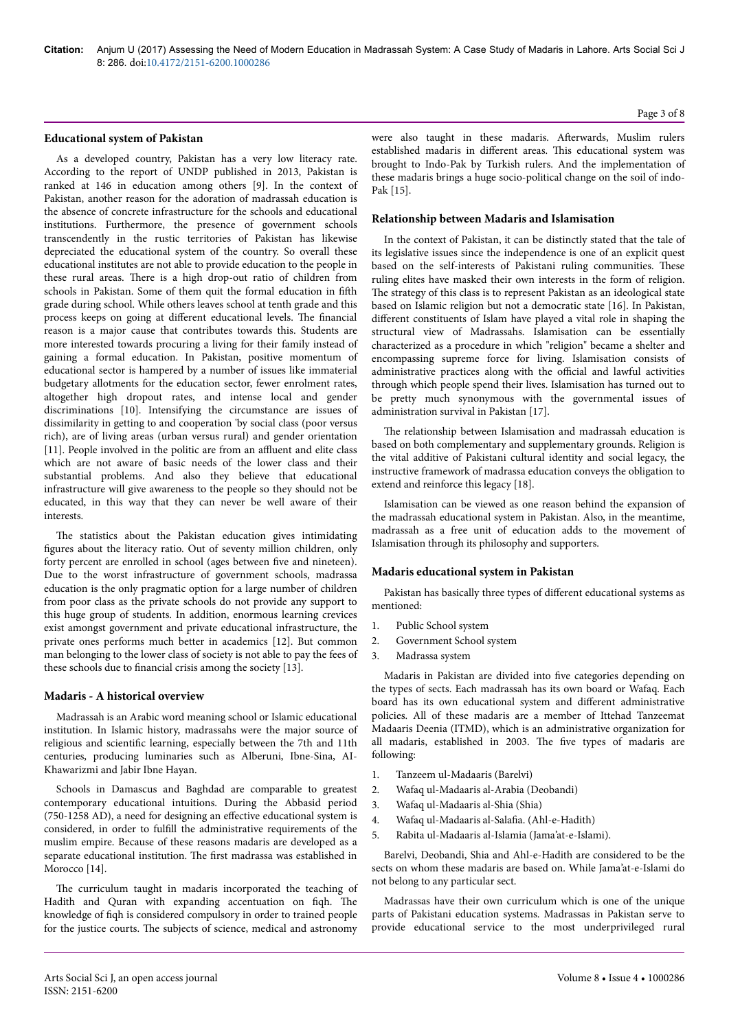## Educational system of Pakistan

As a developed country, Pakistan has a very low literacy rate. According to the report of UNDP published in 2013, Pakistan is ranked at 146 in education among others [9]. In the context of Pakistan, another reason for the adoration of madrassah education is the absence of concrete infrastructure for the schools and educational institutions. Furthermore, the presence of government schools transcendently in the rustic territories of Pakistan has likewise depreciated the educational system of the country. So overall these educational institutes are not able to provide education to the people in these rural areas. There is a high drop-out ratio of children from schools in Pakistan. Some of them quit the formal education in fifth grade during school. While others leaves school at tenth grade and this process keeps on going at different educational levels. The financial reason is a major cause that contributes towards this. Students are more interested towards procuring a living for their family instead of gaining a formal education. In Pakistan, positive momentum of educational sector is hampered by a number of issues like immaterial budgetary allotments for the education sector, fewer enrolment rates, altogether high dropout rates, and intense local and gender discriminations [10]. Intensifying the circumstance are issues of dissimilarity in getting to and cooperation 'by social class (poor versus rich), are of living areas (urban versus rural) and gender orientation [11]. People involved in the politic are from an affluent and elite class which are not aware of basic needs of the lower class and their substantial problems. And also they believe that educational infrastructure will give awareness to the people so they should not be educated, in this way that they can never be well aware of their interests.

The statistics about the Pakistan education gives intimidating figures about the literacy ratio. Out of seventy million children, only forty percent are enrolled in school (ages between five and nineteen). Due to the worst infrastructure of government schools, madrassa education is the only pragmatic option for a large number of children from poor class as the private schools do not provide any support to this huge group of students. In addition, enormous learning crevices exist amongst government and private educational infrastructure, the private ones performs much better in academics [12]. But common man belonging to the lower class of society is not able to pay the fees of these schools due to financial crisis among the society [13].

## Madaris - A historical overview

Madrassah is an Arabic word meaning school or Islamic educational institution. In Islamic history, madrassahs were the major source of religious and scientific learning, especially between the 7th and 11th centuries, producing luminaries such as Alberuni, Ibne-Sina, AI-Khawarizmi and Jabir Ibne Hayan.

Schools in Damascus and Baghdad are comparable to greatest contemporary educational intuitions. During the Abbasid period (750-1258 AD), a need for designing an effective educational system is considered, in order to fulfill the administrative requirements of the muslim empire. Because of these reasons madaris are developed as a separate educational institution. The first madrassa was established in Morocco [14].

The curriculum taught in madaris incorporated the teaching of Hadith and Quran with expanding accentuation on fiqh. The knowledge of fiqh is considered compulsory in order to trained people for the justice courts. The subjects of science, medical and astronomy were also taught in these madaris. Afterwards, Muslim rulers established madaris in different areas. This educational system was brought to Indo-Pak by Turkish rulers. And the implementation of these madaris brings a huge socio-political change on the soil of indo-Pak [15].

## Relationship between Madaris and Islamisation

In the context of Pakistan, it can be distinctly stated that the tale of its legislative issues since the independence is one of an explicit quest based on the self-interests of Pakistani ruling communities. These ruling elites have masked their own interests in the form of religion. The strategy of this class is to represent Pakistan as an ideological state based on Islamic religion but not a democratic state [16]. In Pakistan, different constituents of Islam have played a vital role in shaping the structural view of Madrassahs. Islamisation can be essentially characterized as a procedure in which "religion" became a shelter and encompassing supreme force for living. Islamisation consists of administrative practices along with the official and lawful activities through which people spend their lives. Islamisation has turned out to be pretty much synonymous with the governmental issues of administration survival in Pakistan [17].

The relationship between Islamisation and madrassah education is based on both complementary and supplementary grounds. Religion is the vital additive of Pakistani cultural identity and social legacy, the instructive framework of madrassa education conveys the obligation to extend and reinforce this legacy [18].

Islamisation can be viewed as one reason behind the expansion of the madrassah educational system in Pakistan. Also, in the meantime, madrassah as a free unit of education adds to the movement of Islamisation through its philosophy and supporters.

## Madaris educational system in Pakistan

Pakistan has basically three types of different educational systems as mentioned:

1. Public School system
2. Government School system
3. Madrassa system

Madaris in Pakistan are divided into five categories depending on the types of sects. Each madrassah has its own board or Wafaq. Each board has its own educational system and different administrative policies. All of these madaris are a member of Ittehad Tanzeemat Madaaris Deenia (ITMD), which is an administrative organization for all madaris, established in 2003. The five types of madaris are following:

1. Tanzeem ul-Madaaris (Barelvi)
2. Wafaq ul-Madaaris al-Arabia (Deobandi)
3. Wafaq ul-Madaaris al-Shia (Shia)
4. Wafaq ul-Madaaris al-Salafia. (Ahl-e-Hadith)
5. Rabita ul-Madaaris al-Islamia (Jama'at-e-Islami).

Barelvi, Deobandi, Shia and Ahl-e-Hadith are considered to be the sects on whom these madaris are based on. While Jama'at-e-Islami do not belong to any particular sect.

Madrassas have their own curriculum which is one of the unique parts of Pakistani education systems. Madrassas in Pakistan serve to provide educational service to the most underprivileged rural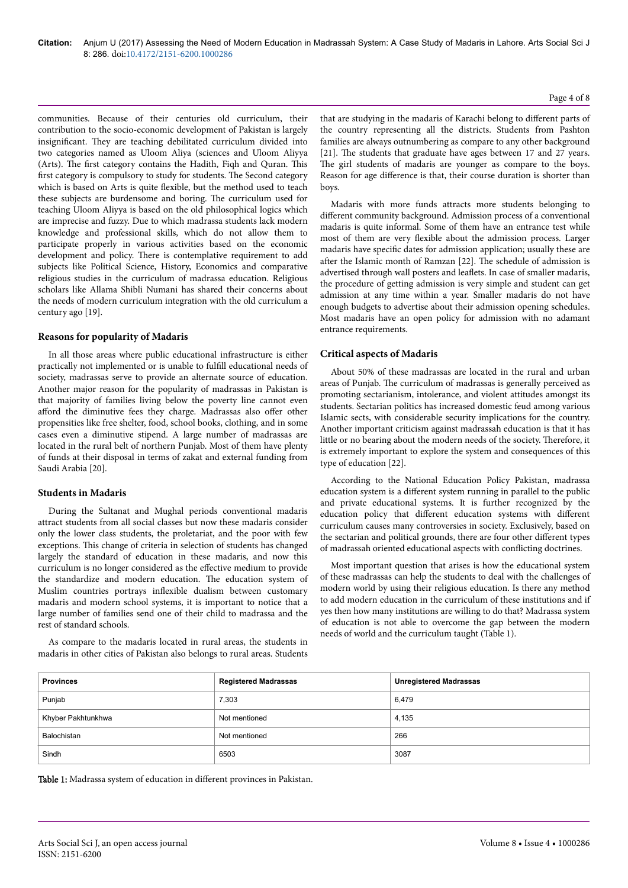communities. Because of their centuries old curriculum, their contribution to the socio-economic development of Pakistan is largely insignificant. They are teaching debilitated curriculum divided into two categories named as Uloom Aliya (sciences and Uloom Aliyya (Arts). The first category contains the Hadith, Fiqh and Quran. This first category is compulsory to study for students. The Second category which is based on Arts is quite flexible, but the method used to teach these subjects are burdensome and boring. The curriculum used for teaching Uloom Aliyya is based on the old philosophical logics which are imprecise and fuzzy. Due to which madrassa students lack modern knowledge and professional skills, which do not allow them to participate properly in various activities based on the economic development and policy. There is contemplative requirement to add subjects like Political Science, History, Economics and comparative religious studies in the curriculum of madrassa education. Religious scholars like Allama Shibli Numani has shared their concerns about the needs of modern curriculum integration with the old curriculum a century ago [19].

## Reasons for popularity of Madaris

In all those areas where public educational infrastructure is either practically not implemented or is unable to fulfill educational needs of society, madrassas serve to provide an alternate source of education. Another major reason for the popularity of madrassas in Pakistan is that majority of families living below the poverty line cannot even afford the diminutive fees they charge. Madrassas also offer other propensities like free shelter, food, school books, clothing, and in some cases even a diminutive stipend. A large number of madrassas are located in the rural belt of northern Punjab. Most of them have plenty of funds at their disposal in terms of zakat and external funding from Saudi Arabia [20].

## Students in Madaris

During the Sultanat and Mughal periods conventional madaris attract students from all social classes but now these madaris consider only the lower class students, the proletariat, and the poor with few exceptions. This change of criteria in selection of students has changed largely the standard of education in these madaris, and now this curriculum is no longer considered as the effective medium to provide the standardize and modern education. The education system of Muslim countries portrays inflexible dualism between customary madaris and modern school systems, it is important to notice that a large number of families send one of their child to madrassa and the rest of standard schools.

As compare to the madaris located in rural areas, the students in madaris in other cities of Pakistan also belongs to rural areas. Students that are studying in the madaris of Karachi belong to different parts of the country representing all the districts. Students from Pashton families are always outnumbering as compare to any other background [21]. The students that graduate have ages between 17 and 27 years. The girl students of madaris are younger as compare to the boys. Reason for age difference is that, their course duration is shorter than boys.

Madaris with more funds attracts more students belonging to different community background. Admission process of a conventional madaris is quite informal. Some of them have an entrance test while most of them are very flexible about the admission process. Larger madaris have specific dates for admission application; usually these are after the Islamic month of Ramzan [22]. The schedule of admission is advertised through wall posters and leaflets. In case of smaller madaris, the procedure of getting admission is very simple and student can get admission at any time within a year. Smaller madaris do not have enough budgets to advertise about their admission opening schedules. Most madaris have an open policy for admission with no adamant entrance requirements.

## Critical aspects of Madaris

About 50% of these madrassas are located in the rural and urban areas of Punjab. The curriculum of madrassas is generally perceived as promoting sectarianism, intolerance, and violent attitudes amongst its students. Sectarian politics has increased domestic feud among various Islamic sects, with considerable security implications for the country. Another important criticism against madrassah education is that it has little or no bearing about the modern needs of the society. Therefore, it is extremely important to explore the system and consequences of this type of education [22].

According to the National Education Policy Pakistan, madrassa education system is a different system running in parallel to the public and private educational systems. It is further recognized by the education policy that different education systems with different curriculum causes many controversies in society. Exclusively, based on the sectarian and political grounds, there are four other different types of madrassah oriented educational aspects with conflicting doctrines.

Most important question that arises is how the educational system of these madrassas can help the students to deal with the challenges of modern world by using their religious education. Is there any method to add modern education in the curriculum of these institutions and if yes then how many institutions are willing to do that? Madrassa system of education is not able to overcome the gap between the modern needs of world and the curriculum taught (Table 1).

| Provinces | Registered Madrassas | Unregistered Madrassas |
|---|---|---|
| Punjab | 7,303 | 6,479 |
| Khyber Pakhtunkhwa | Not mentioned | 4,135 |
| Balochistan | Not mentioned | 266 |
| Sindh | 6503 | 3087 |

**Table 1:** Madrassa system of education in different provinces in Pakistan.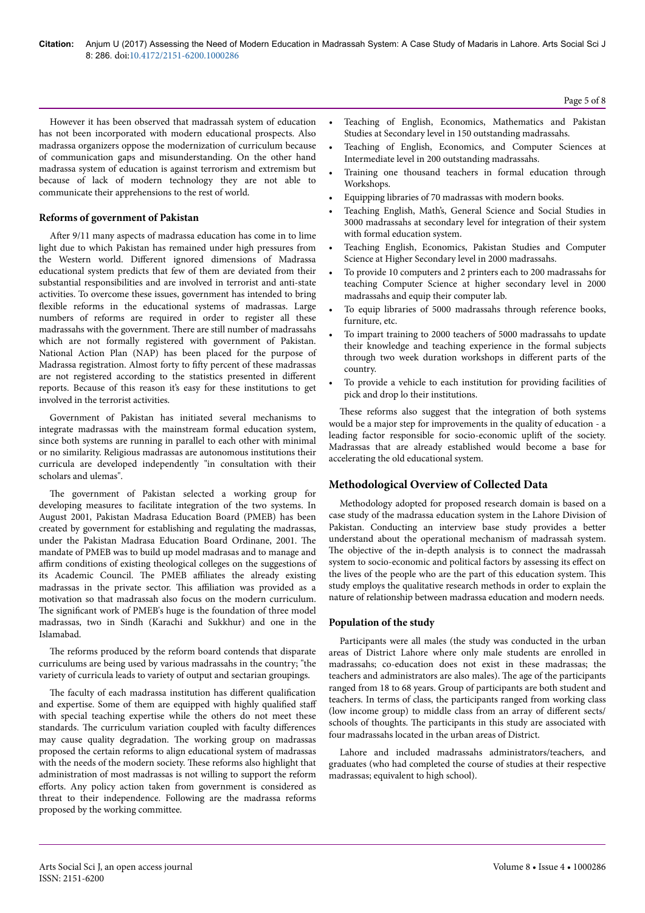However it has been observed that madrassah system of education has not been incorporated with modern educational prospects. Also madrassa organizers oppose the modernization of curriculum because of communication gaps and misunderstanding. On the other hand madrassa system of education is against terrorism and extremism but because of lack of modern technology they are not able to communicate their apprehensions to the rest of world.

### Reforms of government of Pakistan

After 9/11 many aspects of madrassa education has come in to lime light due to which Pakistan has remained under high pressures from the Western world. Different ignored dimensions of Madrassa educational system predicts that few of them are deviated from their substantial responsibilities and are involved in terrorist and anti-state activities. To overcome these issues, government has intended to bring flexible reforms in the educational systems of madrassas. Large numbers of reforms are required in order to register all these madrassahs with the government. There are still number of madrassahs which are not formally registered with government of Pakistan. National Action Plan (NAP) has been placed for the purpose of Madrassa registration. Almost forty to fifty percent of these madrassas are not registered according to the statistics presented in different reports. Because of this reason it's easy for these institutions to get involved in the terrorist activities.

Government of Pakistan has initiated several mechanisms to integrate madrassas with the mainstream formal education system, since both systems are running in parallel to each other with minimal or no similarity. Religious madrassas are autonomous institutions their curricula are developed independently "in consultation with their scholars and ulemas".

The government of Pakistan selected a working group for developing measures to facilitate integration of the two systems. In August 2001, Pakistan Madrasa Education Board (PMEB) has been created by government for establishing and regulating the madrassas, under the Pakistan Madrasa Education Board Ordinane, 2001. The mandate of PMEB was to build up model madrasas and to manage and affirm conditions of existing theological colleges on the suggestions of its Academic Council. The PMEB affiliates the already existing madrassas in the private sector. This affiliation was provided as a motivation so that madrassah also focus on the modern curriculum. The significant work of PMEB's huge is the foundation of three model madrassas, two in Sindh (Karachi and Sukkhur) and one in the Islamabad.

The reforms produced by the reform board contends that disparate curriculums are being used by various madrassahs in the country; "the variety of curricula leads to variety of output and sectarian groupings.

The faculty of each madrassa institution has different qualification and expertise. Some of them are equipped with highly qualified staff with special teaching expertise while the others do not meet these standards. The curriculum variation coupled with faculty differences may cause quality degradation. The working group on madrassas proposed the certain reforms to align educational system of madrassas with the needs of the modern society. These reforms also highlight that administration of most madrassas is not willing to support the reform efforts. Any policy action taken from government is considered as threat to their independence. Following are the madrassa reforms proposed by the working committee.

- Teaching of English, Economics, Mathematics and Pakistan Studies at Secondary level in 150 outstanding madrassahs.
- Teaching of English, Economics, and Computer Sciences at Intermediate level in 200 outstanding madrassahs.
- Training one thousand teachers in formal education through Workshops.
- Equipping libraries of 70 madrassas with modern books.
- Teaching English, Math's, General Science and Social Studies in 3000 madrassahs at secondary level for integration of their system with formal education system.
- Teaching English, Economics, Pakistan Studies and Computer Science at Higher Secondary level in 2000 madrassahs.
- To provide 10 computers and 2 printers each to 200 madrassahs for teaching Computer Science at higher secondary level in 2000 madrassahs and equip their computer lab.
- To equip libraries of 5000 madrassahs through reference books, furniture, etc.
- To impart training to 2000 teachers of 5000 madrassahs to update their knowledge and teaching experience in the formal subjects through two week duration workshops in different parts of the country.
- To provide a vehicle to each institution for providing facilities of pick and drop lo their institutions.

These reforms also suggest that the integration of both systems would be a major step for improvements in the quality of education - a leading factor responsible for socio-economic uplift of the society. Madrassas that are already established would become a base for accelerating the old educational system.

## Methodological Overview of Collected Data

Methodology adopted for proposed research domain is based on a case study of the madrassa education system in the Lahore Division of Pakistan. Conducting an interview base study provides a better understand about the operational mechanism of madrassah system. The objective of the in-depth analysis is to connect the madrassah system to socio-economic and political factors by assessing its effect on the lives of the people who are the part of this education system. This study employs the qualitative research methods in order to explain the nature of relationship between madrassa education and modern needs.

### Population of the study

Participants were all males (the study was conducted in the urban areas of District Lahore where only male students are enrolled in madrassahs; co-education does not exist in these madrassas; the teachers and administrators are also males). The age of the participants ranged from 18 to 68 years. Group of participants are both student and teachers. In terms of class, the participants ranged from working class (low income group) to middle class from an array of different sects/schools of thoughts. The participants in this study are associated with four madrassahs located in the urban areas of District.

Lahore and included madrassahs administrators/teachers, and graduates (who had completed the course of studies at their respective madrassas; equivalent to high school).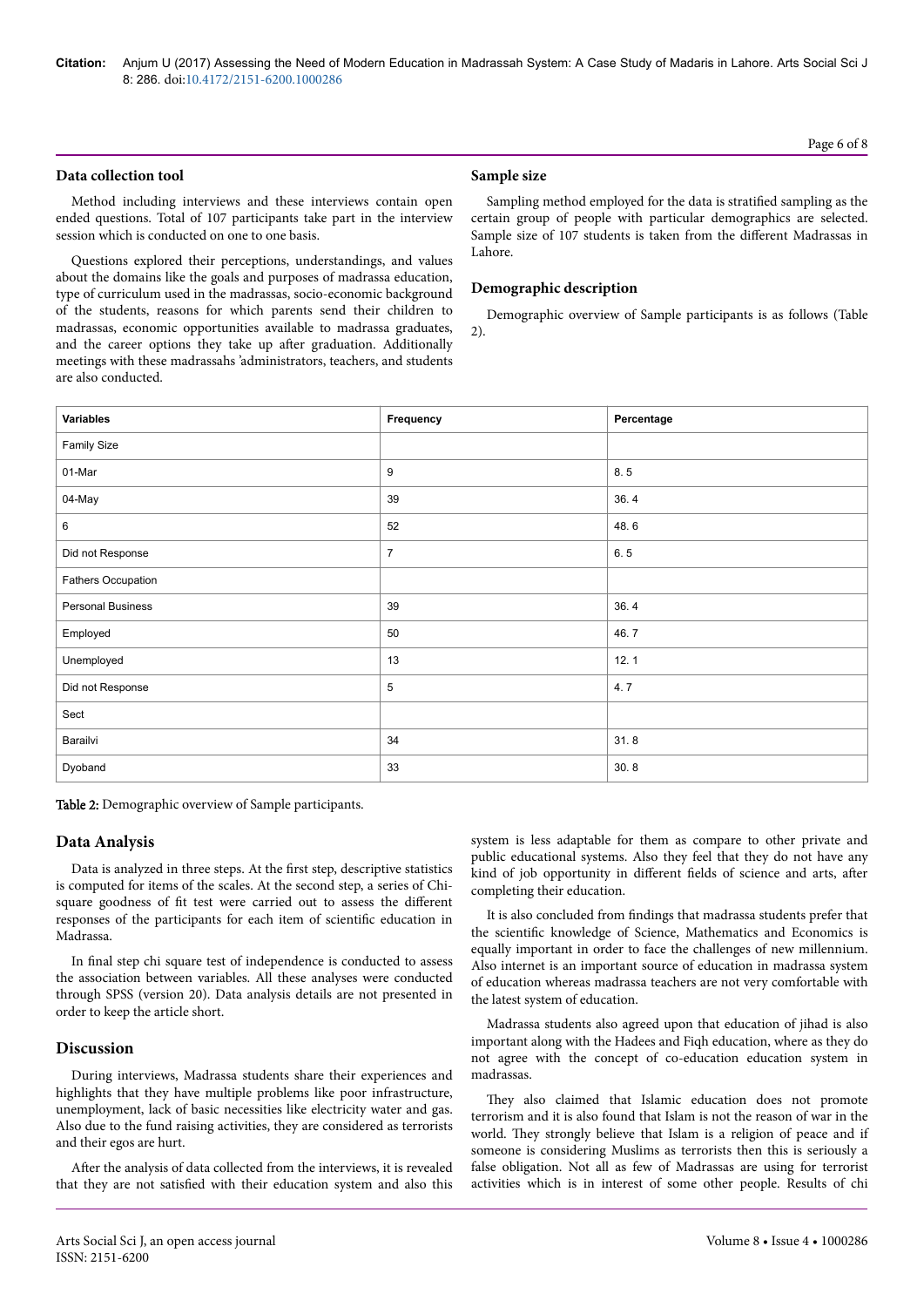### Data collection tool

Method including interviews and these interviews contain open ended questions. Total of 107 participants take part in the interview session which is conducted on one to one basis.

Questions explored their perceptions, understandings, and values about the domains like the goals and purposes of madrassa education, type of curriculum used in the madrassas, socio-economic background of the students, reasons for which parents send their children to madrassas, economic opportunities available to madrassa graduates, and the career options they take up after graduation. Additionally meetings with these madrassahs 'administrators, teachers, and students are also conducted.

### Sample size

Sampling method employed for the data is stratified sampling as the certain group of people with particular demographics are selected. Sample size of 107 students is taken from the different Madrassas in Lahore.

### Demographic description

Demographic overview of Sample participants is as follows (Table 2).

| Variables | Frequency | Percentage |
|---|---|---|
| Family Size | | |
| 01-Mar | 9 | 8. 5 |
| 04-May | 39 | 36. 4 |
| 6 | 52 | 48. 6 |
| Did not Response | 7 | 6. 5 |
| Fathers Occupation | | |
| Personal Business | 39 | 36. 4 |
| Employed | 50 | 46. 7 |
| Unemployed | 13 | 12. 1 |
| Did not Response | 5 | 4. 7 |
| Sect | | |
| Barailvi | 34 | 31. 8 |
| Dyoband | 33 | 30. 8 |

**Table 2:** Demographic overview of Sample participants.

## Data Analysis

Data is analyzed in three steps. At the first step, descriptive statistics is computed for items of the scales. At the second step, a series of Chi-square goodness of fit test were carried out to assess the different responses of the participants for each item of scientific education in Madrassa.

In final step chi square test of independence is conducted to assess the association between variables. All these analyses were conducted through SPSS (version 20). Data analysis details are not presented in order to keep the article short.

## Discussion

During interviews, Madrassa students share their experiences and highlights that they have multiple problems like poor infrastructure, unemployment, lack of basic necessities like electricity water and gas. Also due to the fund raising activities, they are considered as terrorists and their egos are hurt.

After the analysis of data collected from the interviews, it is revealed that they are not satisfied with their education system and also this system is less adaptable for them as compare to other private and public educational systems. Also they feel that they do not have any kind of job opportunity in different fields of science and arts, after completing their education.

It is also concluded from findings that madrassa students prefer that the scientific knowledge of Science, Mathematics and Economics is equally important in order to face the challenges of new millennium. Also internet is an important source of education in madrassa system of education whereas madrassa teachers are not very comfortable with the latest system of education.

Madrassa students also agreed upon that education of jihad is also important along with the Hadees and Fiqh education, where as they do not agree with the concept of co-education education system in madrassas.

They also claimed that Islamic education does not promote terrorism and it is also found that Islam is not the reason of war in the world. They strongly believe that Islam is a religion of peace and if someone is considering Muslims as terrorists then this is seriously a false obligation. Not all as few of Madrassas are using for terrorist activities which is in interest of some other people. Results of chi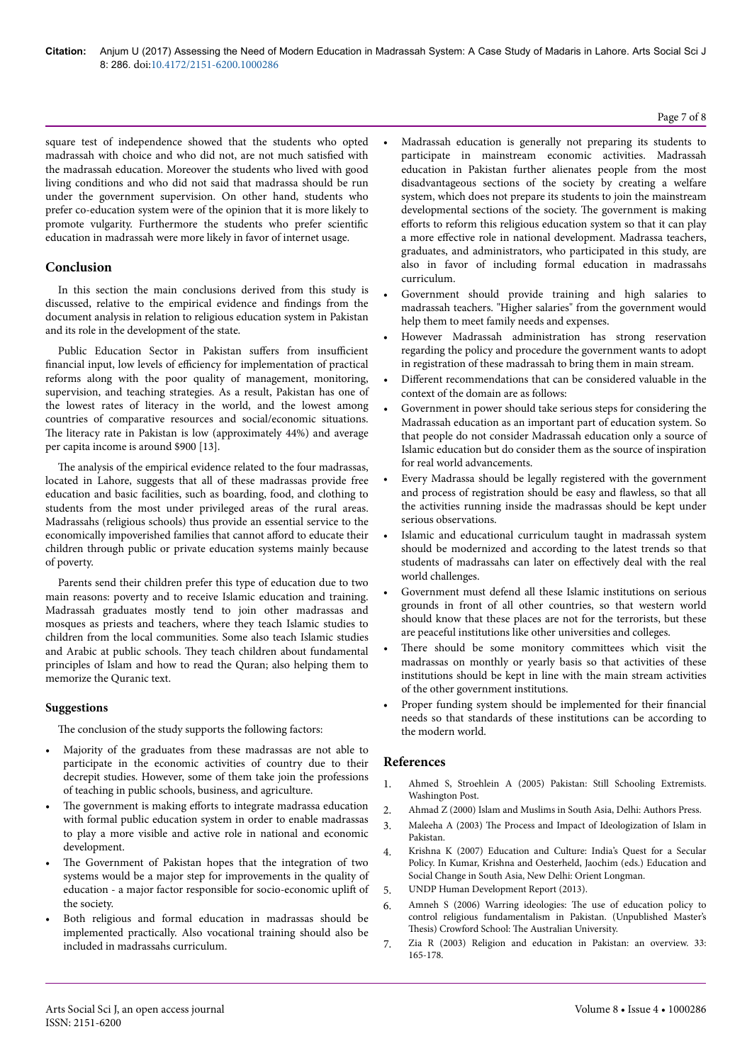square test of independence showed that the students who opted madrassah with choice and who did not, are not much satisfied with the madrassah education. Moreover the students who lived with good living conditions and who did not said that madrassa should be run under the government supervision. On other hand, students who prefer co-education system were of the opinion that it is more likely to promote vulgarity. Furthermore the students who prefer scientific education in madrassah were more likely in favor of internet usage.

## Conclusion

In this section the main conclusions derived from this study is discussed, relative to the empirical evidence and findings from the document analysis in relation to religious education system in Pakistan and its role in the development of the state.

Public Education Sector in Pakistan suffers from insufficient financial input, low levels of efficiency for implementation of practical reforms along with the poor quality of management, monitoring, supervision, and teaching strategies. As a result, Pakistan has one of the lowest rates of literacy in the world, and the lowest among countries of comparative resources and social/economic situations. The literacy rate in Pakistan is low (approximately 44%) and average per capita income is around $900 [13].

The analysis of the empirical evidence related to the four madrassas, located in Lahore, suggests that all of these madrassas provide free education and basic facilities, such as boarding, food, and clothing to students from the most under privileged areas of the rural areas. Madrassahs (religious schools) thus provide an essential service to the economically impoverished families that cannot afford to educate their children through public or private education systems mainly because of poverty.

Parents send their children prefer this type of education due to two main reasons: poverty and to receive Islamic education and training. Madrassah graduates mostly tend to join other madrassas and mosques as priests and teachers, where they teach Islamic studies to children from the local communities. Some also teach Islamic studies and Arabic at public schools. They teach children about fundamental principles of Islam and how to read the Quran; also helping them to memorize the Quranic text.

### Suggestions

The conclusion of the study supports the following factors:

- Majority of the graduates from these madrassas are not able to participate in the economic activities of country due to their decrepit studies. However, some of them take join the professions of teaching in public schools, business, and agriculture.
- The government is making efforts to integrate madrassa education with formal public education system in order to enable madrassas to play a more visible and active role in national and economic development.
- The Government of Pakistan hopes that the integration of two systems would be a major step for improvements in the quality of education - a major factor responsible for socio-economic uplift of the society.
- Both religious and formal education in madrassas should be implemented practically. Also vocational training should also be included in madrassahs curriculum.
- Madrassah education is generally not preparing its students to participate in mainstream economic activities. Madrassah education in Pakistan further alienates people from the most disadvantageous sections of the society by creating a welfare system, which does not prepare its students to join the mainstream developmental sections of the society. The government is making efforts to reform this religious education system so that it can play a more effective role in national development. Madrassa teachers, graduates, and administrators, who participated in this study, are also in favor of including formal education in madrassahs curriculum.
- Government should provide training and high salaries to madrassah teachers. "Higher salaries" from the government would help them to meet family needs and expenses.
- However Madrassah administration has strong reservation regarding the policy and procedure the government wants to adopt in registration of these madrassah to bring them in main stream.
- Different recommendations that can be considered valuable in the context of the domain are as follows:
- Government in power should take serious steps for considering the Madrassah education as an important part of education system. So that people do not consider Madrassah education only a source of Islamic education but do consider them as the source of inspiration for real world advancements.
- Every Madrassa should be legally registered with the government and process of registration should be easy and flawless, so that all the activities running inside the madrassas should be kept under serious observations.
- Islamic and educational curriculum taught in madrassah system should be modernized and according to the latest trends so that students of madrassahs can later on effectively deal with the real world challenges.
- Government must defend all these Islamic institutions on serious grounds in front of all other countries, so that western world should know that these places are not for the terrorists, but these are peaceful institutions like other universities and colleges.
- There should be some monitory committees which visit the madrassas on monthly or yearly basis so that activities of these institutions should be kept in line with the main stream activities of the other government institutions.
- Proper funding system should be implemented for their financial needs so that standards of these institutions can be according to the modern world.

## References

1. Ahmed S, Stroehlein A (2005) Pakistan: Still Schooling Extremists. Washington Post.
2. Ahmad Z (2000) Islam and Muslims in South Asia, Delhi: Authors Press.
3. Maleeha A (2003) The Process and Impact of Ideologization of Islam in Pakistan.
4. Krishna K (2007) Education and Culture: India's Quest for a Secular Policy. In Kumar, Krishna and Oesterheld, Jaochim (eds.) Education and Social Change in South Asia, New Delhi: Orient Longman.
5. UNDP Human Development Report (2013).
6. Amneh S (2006) Warring ideologies: The use of education policy to control religious fundamentalism in Pakistan. (Unpublished Master's Thesis) Crowford School: The Australian University.
7. Zia R (2003) Religion and education in Pakistan: an overview. 33: 165-178.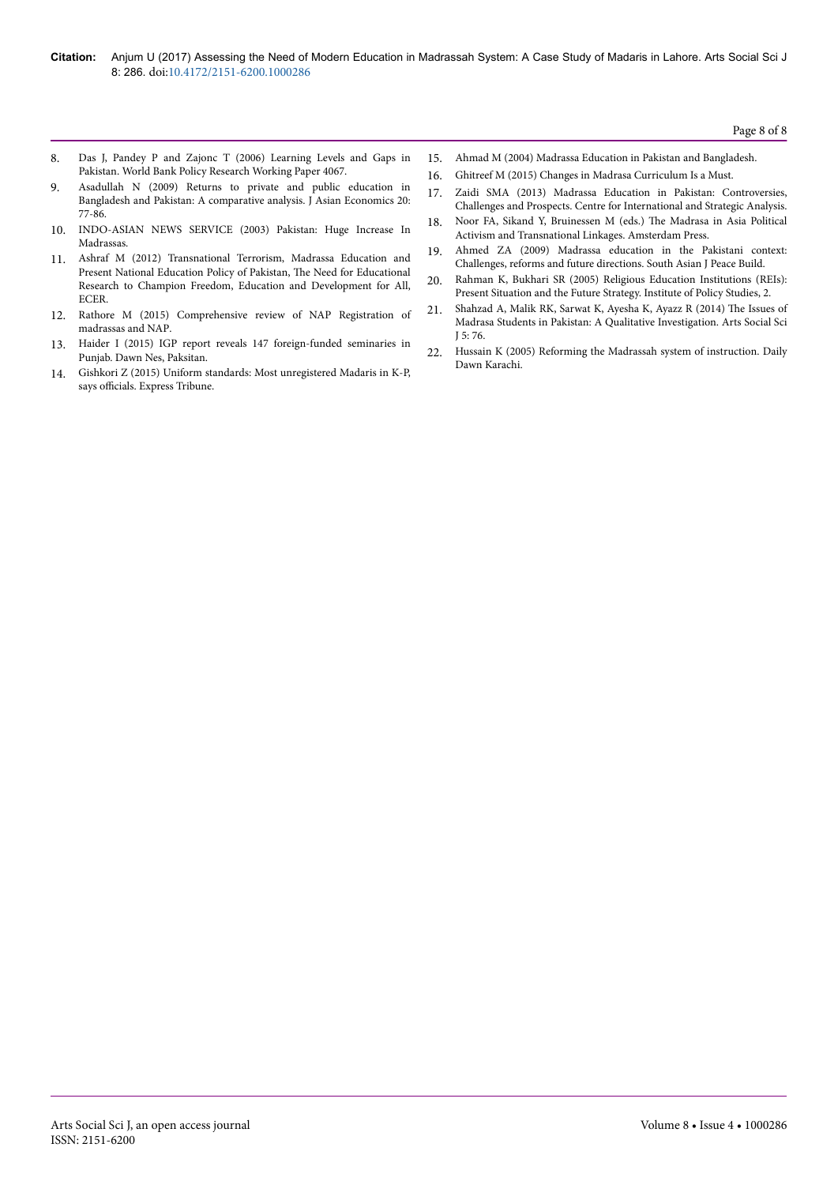8. Das J, Pandey P and Zajonc T (2006) Learning Levels and Gaps in Pakistan. World Bank Policy Research Working Paper 4067.
9. Asadullah N (2009) Returns to private and public education in Bangladesh and Pakistan: A comparative analysis. J Asian Economics 20: 77-86.
10. INDO-ASIAN NEWS SERVICE (2003) Pakistan: Huge Increase In Madrassas.
11. Ashraf M (2012) Transnational Terrorism, Madrassa Education and Present National Education Policy of Pakistan, The Need for Educational Research to Champion Freedom, Education and Development for All, ECER.
12. Rathore M (2015) Comprehensive review of NAP Registration of madrassas and NAP.
13. Haider I (2015) IGP report reveals 147 foreign-funded seminaries in Punjab. Dawn Nes, Paksitan.
14. Gishkori Z (2015) Uniform standards: Most unregistered Madaris in K-P, says officials. Express Tribune.
15. Ahmad M (2004) Madrassa Education in Pakistan and Bangladesh.
16. Ghitreef M (2015) Changes in Madrasa Curriculum Is a Must.
17. Zaidi SMA (2013) Madrassa Education in Pakistan: Controversies, Challenges and Prospects. Centre for International and Strategic Analysis.
18. Noor FA, Sikand Y, Bruinessen M (eds.) The Madrasa in Asia Political Activism and Transnational Linkages. Amsterdam Press.
19. Ahmed ZA (2009) Madrassa education in the Pakistani context: Challenges, reforms and future directions. South Asian J Peace Build.
20. Rahman K, Bukhari SR (2005) Religious Education Institutions (REIs): Present Situation and the Future Strategy. Institute of Policy Studies, 2.
21. Shahzad A, Malik RK, Sarwat K, Ayesha K, Ayazz R (2014) The Issues of Madrasa Students in Pakistan: A Qualitative Investigation. Arts Social Sci J 5: 76.
22. Hussain K (2005) Reforming the Madrassah system of instruction. Daily Dawn Karachi.